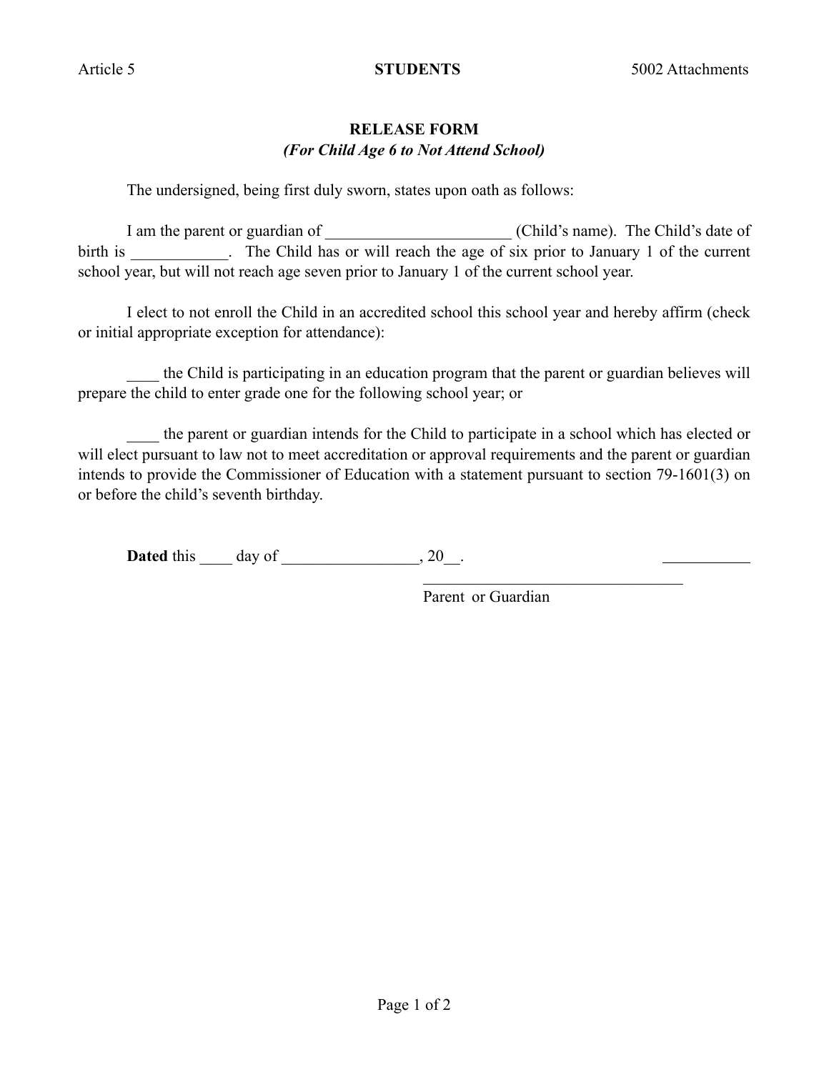Article 5 **STUDENTS** 5002 Attachments

## RELEASE FORM
### *(For Child Age 6 to Not Attend School)*

The undersigned, being first duly sworn, states upon oath as follows:

I am the parent or guardian of _______________________ (Child's name). The Child's date of birth is ____________. The Child has or will reach the age of six prior to January 1 of the current school year, but will not reach age seven prior to January 1 of the current school year.

I elect to not enroll the Child in an accredited school this school year and hereby affirm (check or initial appropriate exception for attendance):

____ the Child is participating in an education program that the parent or guardian believes will prepare the child to enter grade one for the following school year; or

____ the parent or guardian intends for the Child to participate in a school which has elected or will elect pursuant to law not to meet accreditation or approval requirements and the parent or guardian intends to provide the Commissioner of Education with a statement pursuant to section 79-1601(3) on or before the child's seventh birthday.

**Dated** this ____ day of _________________, 20__. ___________

_________________________________
Parent or Guardian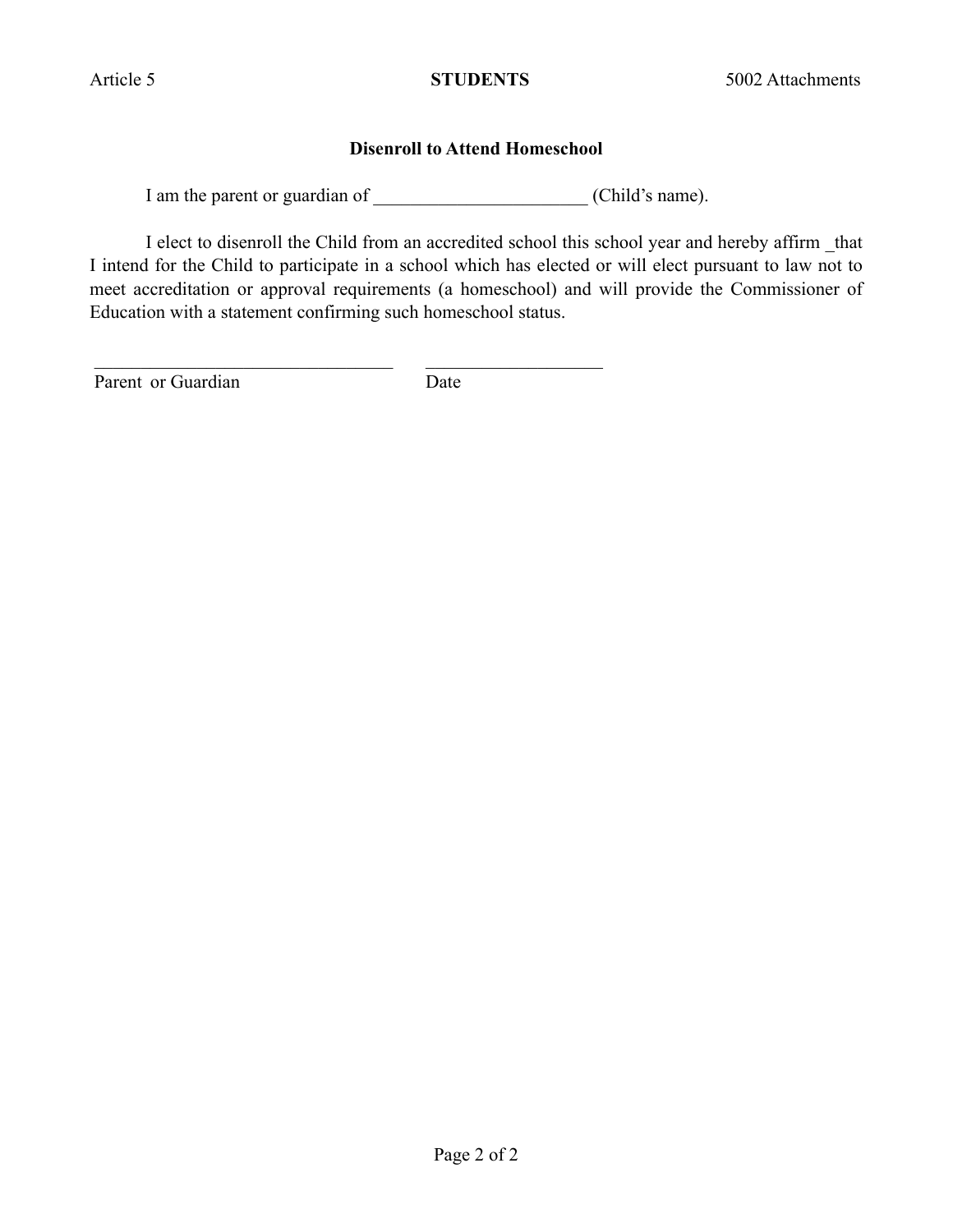### Disenroll to Attend Homeschool

I am the parent or guardian of _______________________ (Child's name).

I elect to disenroll the Child from an accredited school this school year and hereby affirm _that I intend for the Child to participate in a school which has elected or will elect pursuant to law not to meet accreditation or approval requirements (a homeschool) and will provide the Commissioner of Education with a statement confirming such homeschool status.

_________________________________ ___________________

Parent or Guardian Date